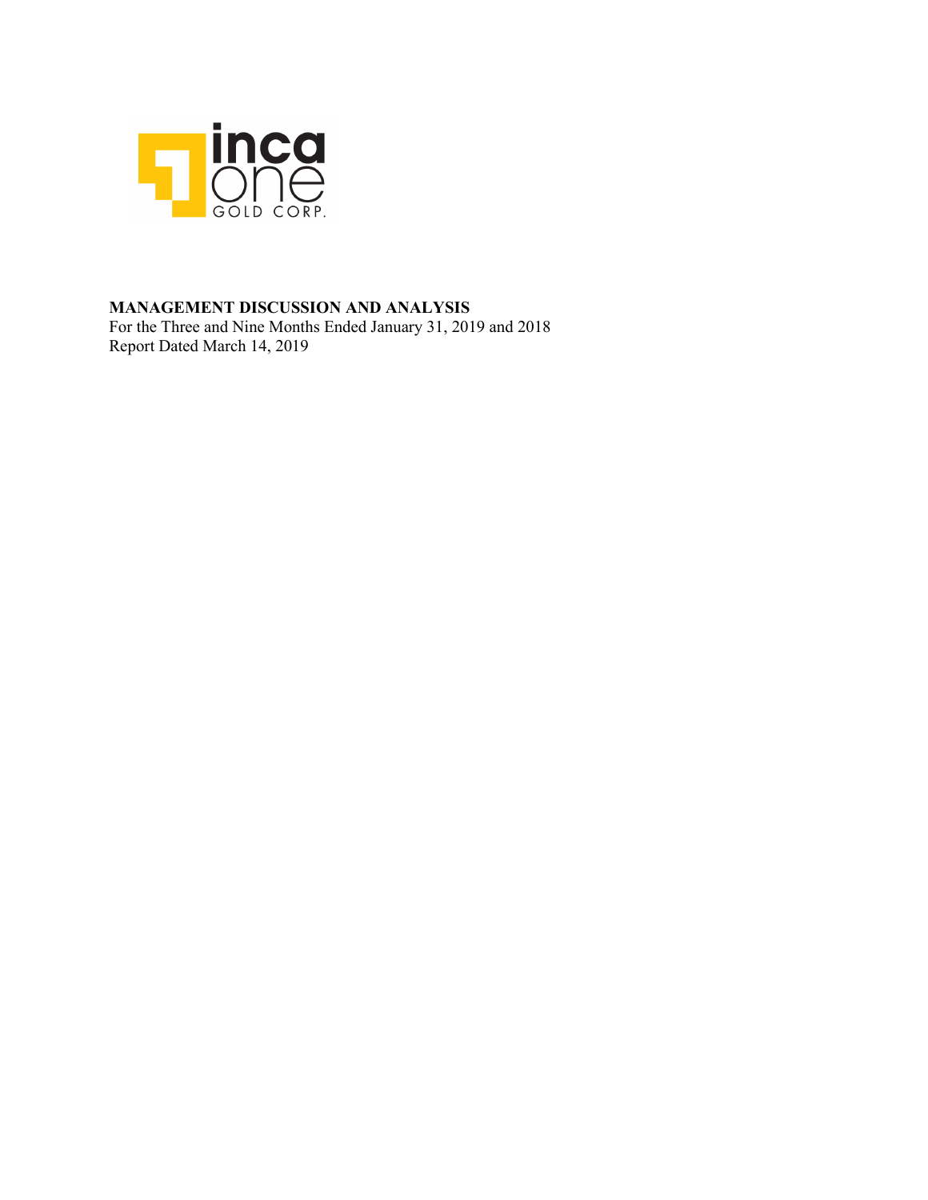inca one GOLD CORP.

**MANAGEMENT DISCUSSION AND ANALYSIS**

For the Three and Nine Months Ended January 31, 2019 and 2018

Report Dated March 14, 2019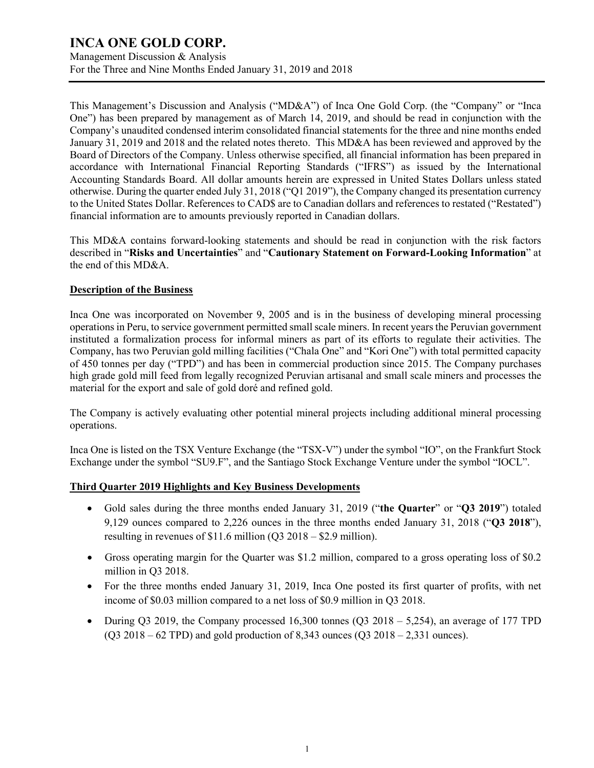# INCA ONE GOLD CORP.

Management Discussion & Analysis
For the Three and Nine Months Ended January 31, 2019 and 2018

This Management's Discussion and Analysis ("MD&A") of Inca One Gold Corp. (the "Company" or "Inca One") has been prepared by management as of March 14, 2019, and should be read in conjunction with the Company's unaudited condensed interim consolidated financial statements for the three and nine months ended January 31, 2019 and 2018 and the related notes thereto. This MD&A has been reviewed and approved by the Board of Directors of the Company. Unless otherwise specified, all financial information has been prepared in accordance with International Financial Reporting Standards ("IFRS") as issued by the International Accounting Standards Board. All dollar amounts herein are expressed in United States Dollars unless stated otherwise. During the quarter ended July 31, 2018 ("Q1 2019"), the Company changed its presentation currency to the United States Dollar. References to CAD$ are to Canadian dollars and references to restated ("Restated") financial information are to amounts previously reported in Canadian dollars.

This MD&A contains forward-looking statements and should be read in conjunction with the risk factors described in "**Risks and Uncertainties**" and "**Cautionary Statement on Forward-Looking Information**" at the end of this MD&A.

## Description of the Business

Inca One was incorporated on November 9, 2005 and is in the business of developing mineral processing operations in Peru, to service government permitted small scale miners. In recent years the Peruvian government instituted a formalization process for informal miners as part of its efforts to regulate their activities. The Company, has two Peruvian gold milling facilities ("Chala One" and "Kori One") with total permitted capacity of 450 tonnes per day ("TPD") and has been in commercial production since 2015. The Company purchases high grade gold mill feed from legally recognized Peruvian artisanal and small scale miners and processes the material for the export and sale of gold doré and refined gold.

The Company is actively evaluating other potential mineral projects including additional mineral processing operations.

Inca One is listed on the TSX Venture Exchange (the "TSX-V") under the symbol "IO", on the Frankfurt Stock Exchange under the symbol "SU9.F", and the Santiago Stock Exchange Venture under the symbol "IOCL".

## Third Quarter 2019 Highlights and Key Business Developments

- Gold sales during the three months ended January 31, 2019 ("**the Quarter**" or "**Q3 2019**") totaled 9,129 ounces compared to 2,226 ounces in the three months ended January 31, 2018 ("**Q3 2018**"), resulting in revenues of $11.6 million (Q3 2018 – $2.9 million).
- Gross operating margin for the Quarter was $1.2 million, compared to a gross operating loss of $0.2 million in Q3 2018.
- For the three months ended January 31, 2019, Inca One posted its first quarter of profits, with net income of $0.03 million compared to a net loss of $0.9 million in Q3 2018.
- During Q3 2019, the Company processed 16,300 tonnes (Q3 2018 – 5,254), an average of 177 TPD (Q3 2018 – 62 TPD) and gold production of 8,343 ounces (Q3 2018 – 2,331 ounces).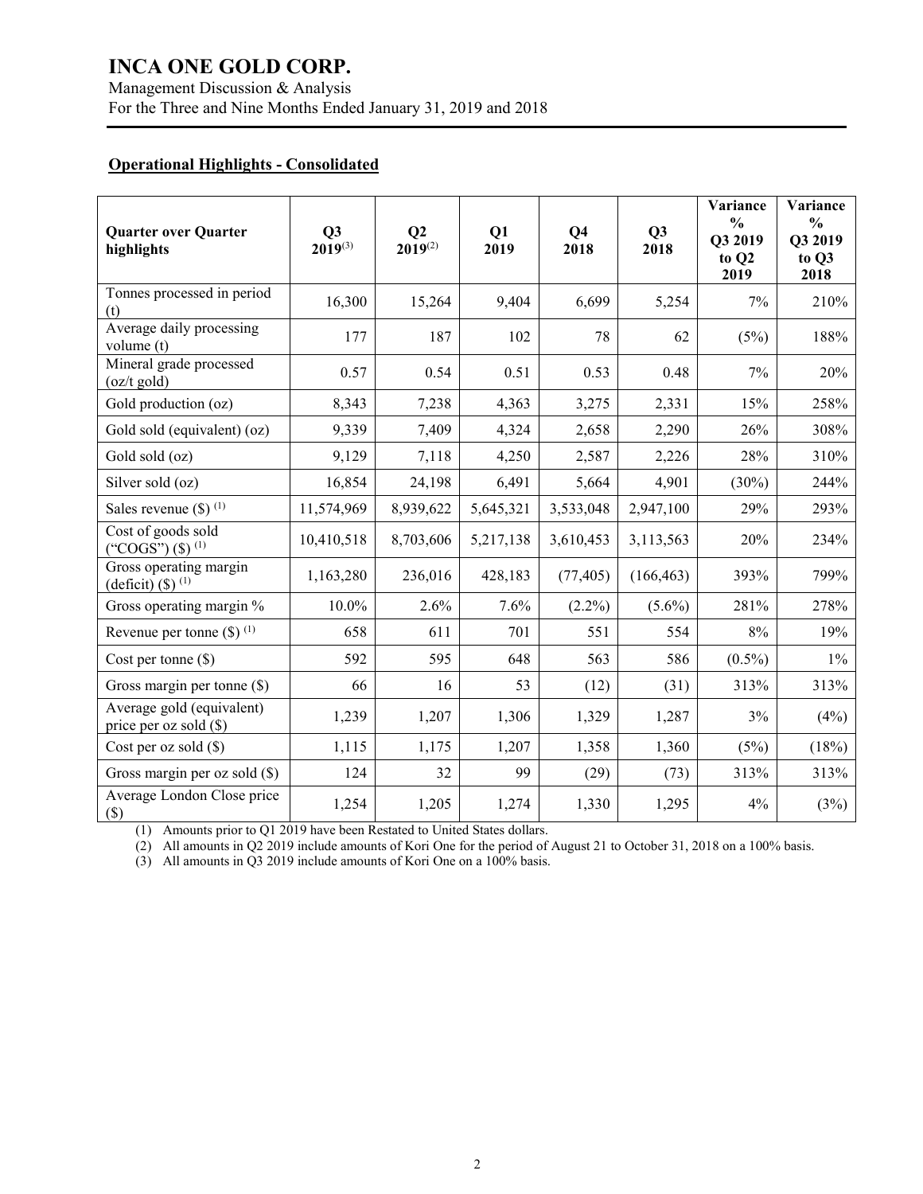# INCA ONE GOLD CORP.

Management Discussion & Analysis
For the Three and Nine Months Ended January 31, 2019 and 2018

## Operational Highlights - Consolidated

| Quarter over Quarter highlights | Q3 2019[(3)] | Q2 2019[(2)] | Q1 2019 | Q4 2018 | Q3 2018 | Variance % Q3 2019 to Q2 2019 | Variance % Q3 2019 to Q3 2018 |
|---|---|---|---|---|---|---|---|
| Tonnes processed in period (t) | 16,300 | 15,264 | 9,404 | 6,699 | 5,254 | 7% | 210% |
| Average daily processing volume (t) | 177 | 187 | 102 | 78 | 62 | (5%) | 188% |
| Mineral grade processed (oz/t gold) | 0.57 | 0.54 | 0.51 | 0.53 | 0.48 | 7% | 20% |
| Gold production (oz) | 8,343 | 7,238 | 4,363 | 3,275 | 2,331 | 15% | 258% |
| Gold sold (equivalent) (oz) | 9,339 | 7,409 | 4,324 | 2,658 | 2,290 | 26% | 308% |
| Gold sold (oz) | 9,129 | 7,118 | 4,250 | 2,587 | 2,226 | 28% | 310% |
| Silver sold (oz) | 16,854 | 24,198 | 6,491 | 5,664 | 4,901 | (30%) | 244% |
| Sales revenue ($) [(1)] | 11,574,969 | 8,939,622 | 5,645,321 | 3,533,048 | 2,947,100 | 29% | 293% |
| Cost of goods sold ("COGS") ($) [(1)] | 10,410,518 | 8,703,606 | 5,217,138 | 3,610,453 | 3,113,563 | 20% | 234% |
| Gross operating margin (deficit) ($) [(1)] | 1,163,280 | 236,016 | 428,183 | (77,405) | (166,463) | 393% | 799% |
| Gross operating margin % | 10.0% | 2.6% | 7.6% | (2.2%) | (5.6%) | 281% | 278% |
| Revenue per tonne ($) [(1)] | 658 | 611 | 701 | 551 | 554 | 8% | 19% |
| Cost per tonne ($) | 592 | 595 | 648 | 563 | 586 | (0.5%) | 1% |
| Gross margin per tonne ($) | 66 | 16 | 53 | (12) | (31) | 313% | 313% |
| Average gold (equivalent) price per oz sold ($) | 1,239 | 1,207 | 1,306 | 1,329 | 1,287 | 3% | (4%) |
| Cost per oz sold ($) | 1,115 | 1,175 | 1,207 | 1,358 | 1,360 | (5%) | (18%) |
| Gross margin per oz sold ($) | 124 | 32 | 99 | (29) | (73) | 313% | 313% |
| Average London Close price ($) | 1,254 | 1,205 | 1,274 | 1,330 | 1,295 | 4% | (3%) |

(1) Amounts prior to Q1 2019 have been Restated to United States dollars.
(2) All amounts in Q2 2019 include amounts of Kori One for the period of August 21 to October 31, 2018 on a 100% basis.
(3) All amounts in Q3 2019 include amounts of Kori One on a 100% basis.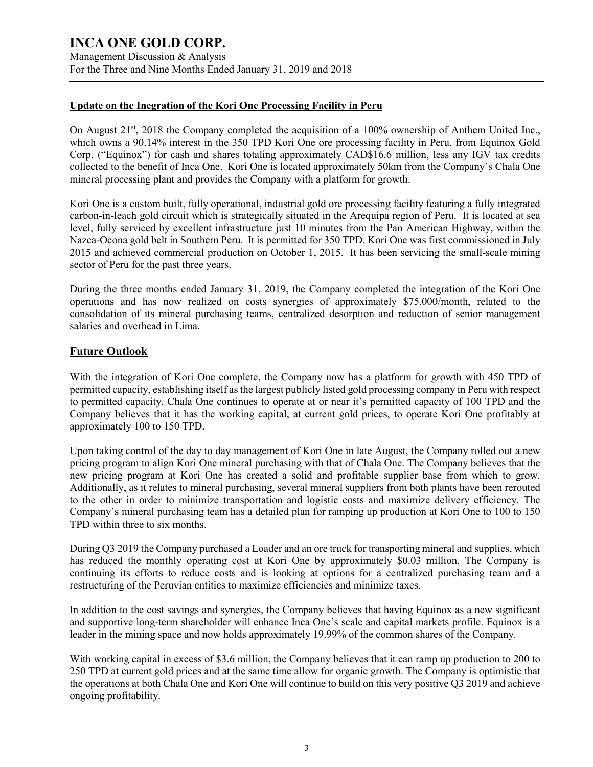## Update on the Inegration of the Kori One Processing Facility in Peru

On August 21st, 2018 the Company completed the acquisition of a 100% ownership of Anthem United Inc., which owns a 90.14% interest in the 350 TPD Kori One ore processing facility in Peru, from Equinox Gold Corp. ("Equinox") for cash and shares totaling approximately CAD$16.6 million, less any IGV tax credits collected to the benefit of Inca One. Kori One is located approximately 50km from the Company's Chala One mineral processing plant and provides the Company with a platform for growth.

Kori One is a custom built, fully operational, industrial gold ore processing facility featuring a fully integrated carbon-in-leach gold circuit which is strategically situated in the Arequipa region of Peru. It is located at sea level, fully serviced by excellent infrastructure just 10 minutes from the Pan American Highway, within the Nazca-Ocona gold belt in Southern Peru. It is permitted for 350 TPD. Kori One was first commissioned in July 2015 and achieved commercial production on October 1, 2015. It has been servicing the small-scale mining sector of Peru for the past three years.

During the three months ended January 31, 2019, the Company completed the integration of the Kori One operations and has now realized on costs synergies of approximately $75,000/month, related to the consolidation of its mineral purchasing teams, centralized desorption and reduction of senior management salaries and overhead in Lima.

## Future Outlook

With the integration of Kori One complete, the Company now has a platform for growth with 450 TPD of permitted capacity, establishing itself as the largest publicly listed gold processing company in Peru with respect to permitted capacity. Chala One continues to operate at or near it's permitted capacity of 100 TPD and the Company believes that it has the working capital, at current gold prices, to operate Kori One profitably at approximately 100 to 150 TPD.

Upon taking control of the day to day management of Kori One in late August, the Company rolled out a new pricing program to align Kori One mineral purchasing with that of Chala One. The Company believes that the new pricing program at Kori One has created a solid and profitable supplier base from which to grow. Additionally, as it relates to mineral purchasing, several mineral suppliers from both plants have been rerouted to the other in order to minimize transportation and logistic costs and maximize delivery efficiency. The Company's mineral purchasing team has a detailed plan for ramping up production at Kori One to 100 to 150 TPD within three to six months.

During Q3 2019 the Company purchased a Loader and an ore truck for transporting mineral and supplies, which has reduced the monthly operating cost at Kori One by approximately $0.03 million. The Company is continuing its efforts to reduce costs and is looking at options for a centralized purchasing team and a restructuring of the Peruvian entities to maximize efficiencies and minimize taxes.

In addition to the cost savings and synergies, the Company believes that having Equinox as a new significant and supportive long-term shareholder will enhance Inca One's scale and capital markets profile. Equinox is a leader in the mining space and now holds approximately 19.99% of the common shares of the Company.

With working capital in excess of $3.6 million, the Company believes that it can ramp up production to 200 to 250 TPD at current gold prices and at the same time allow for organic growth. The Company is optimistic that the operations at both Chala One and Kori One will continue to build on this very positive Q3 2019 and achieve ongoing profitability.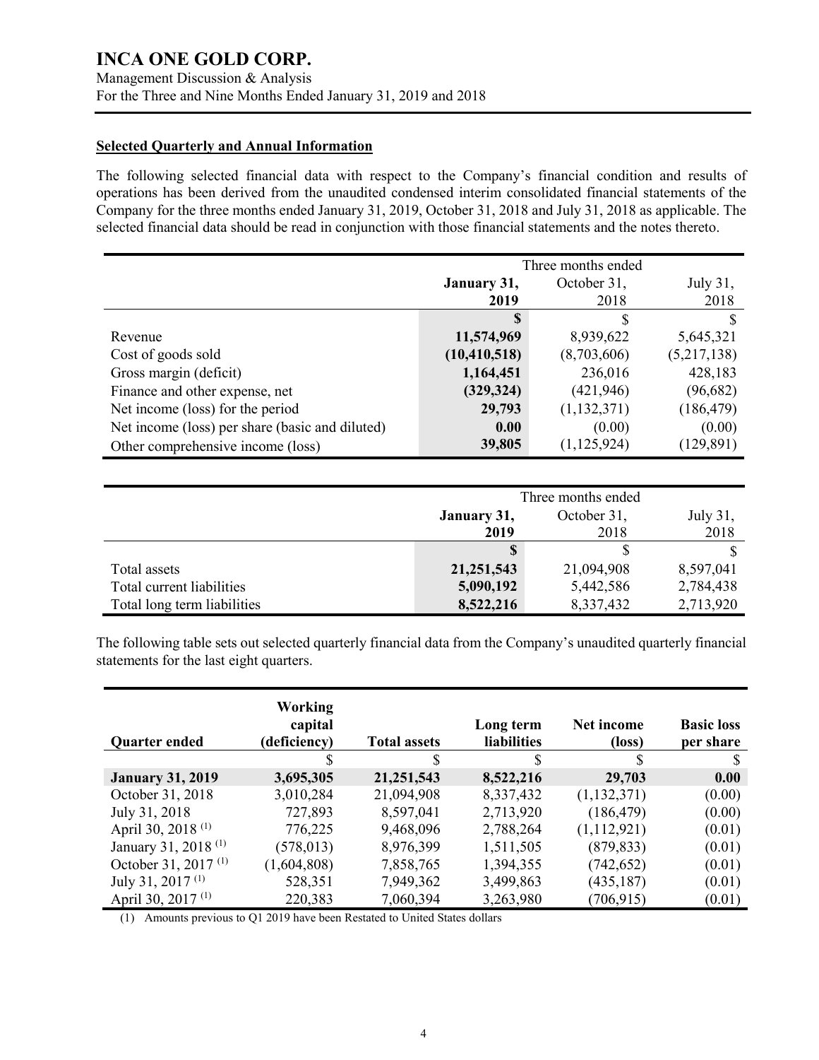**Selected Quarterly and Annual Information**

The following selected financial data with respect to the Company's financial condition and results of operations has been derived from the unaudited condensed interim consolidated financial statements of the Company for the three months ended January 31, 2019, October 31, 2018 and July 31, 2018 as applicable. The selected financial data should be read in conjunction with those financial statements and the notes thereto.

| | Three months ended | | |
|---|---|---|---|
| | **January 31, 2019** | October 31, 2018 | July 31, 2018 |
| | **$** | $ | $ |
| Revenue | **11,574,969** | 8,939,622 | 5,645,321 |
| Cost of goods sold | **(10,410,518)** | (8,703,606) | (5,217,138) |
| Gross margin (deficit) | **1,164,451** | 236,016 | 428,183 |
| Finance and other expense, net | **(329,324)** | (421,946) | (96,682) |
| Net income (loss) for the period | **29,793** | (1,132,371) | (186,479) |
| Net income (loss) per share (basic and diluted) | **0.00** | (0.00) | (0.00) |
| Other comprehensive income (loss) | **39,805** | (1,125,924) | (129,891) |

| | Three months ended | | |
|---|---|---|---|
| | **January 31, 2019** | October 31, 2018 | July 31, 2018 |
| | **$** | $ | $ |
| Total assets | **21,251,543** | 21,094,908 | 8,597,041 |
| Total current liabilities | **5,090,192** | 5,442,586 | 2,784,438 |
| Total long term liabilities | **8,522,216** | 8,337,432 | 2,713,920 |

The following table sets out selected quarterly financial data from the Company's unaudited quarterly financial statements for the last eight quarters.

| Quarter ended | Working capital (deficiency) | Total assets | Long term liabilities | Net income (loss) | Basic loss per share |
|---|---|---|---|---|---|
| | $ | $ | $ | $ | $ |
| **January 31, 2019** | **3,695,305** | **21,251,543** | **8,522,216** | **29,703** | **0.00** |
| October 31, 2018 | 3,010,284 | 21,094,908 | 8,337,432 | (1,132,371) | (0.00) |
| July 31, 2018 | 727,893 | 8,597,041 | 2,713,920 | (186,479) | (0.00) |
| April 30, 2018 (1) | 776,225 | 9,468,096 | 2,788,264 | (1,112,921) | (0.01) |
| January 31, 2018 (1) | (578,013) | 8,976,399 | 1,511,505 | (879,833) | (0.01) |
| October 31, 2017 (1) | (1,604,808) | 7,858,765 | 1,394,355 | (742,652) | (0.01) |
| July 31, 2017 (1) | 528,351 | 7,949,362 | 3,499,863 | (435,187) | (0.01) |
| April 30, 2017 (1) | 220,383 | 7,060,394 | 3,263,980 | (706,915) | (0.01) |

(1) Amounts previous to Q1 2019 have been Restated to United States dollars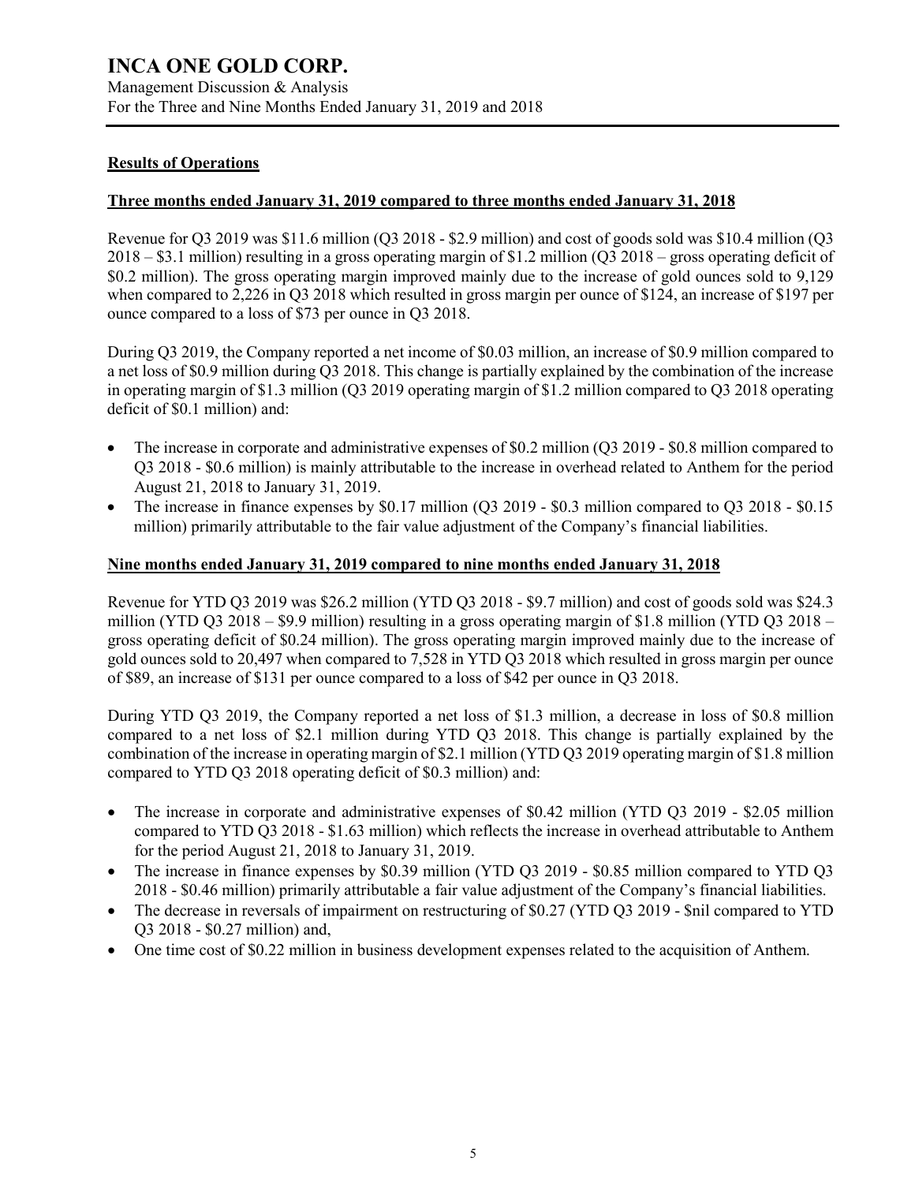## Results of Operations

### Three months ended January 31, 2019 compared to three months ended January 31, 2018

Revenue for Q3 2019 was $11.6 million (Q3 2018 - $2.9 million) and cost of goods sold was $10.4 million (Q3 2018 – $3.1 million) resulting in a gross operating margin of $1.2 million (Q3 2018 – gross operating deficit of $0.2 million). The gross operating margin improved mainly due to the increase of gold ounces sold to 9,129 when compared to 2,226 in Q3 2018 which resulted in gross margin per ounce of $124, an increase of $197 per ounce compared to a loss of $73 per ounce in Q3 2018.

During Q3 2019, the Company reported a net income of $0.03 million, an increase of $0.9 million compared to a net loss of $0.9 million during Q3 2018. This change is partially explained by the combination of the increase in operating margin of $1.3 million (Q3 2019 operating margin of $1.2 million compared to Q3 2018 operating deficit of $0.1 million) and:

- The increase in corporate and administrative expenses of $0.2 million (Q3 2019 - $0.8 million compared to Q3 2018 - $0.6 million) is mainly attributable to the increase in overhead related to Anthem for the period August 21, 2018 to January 31, 2019.
- The increase in finance expenses by $0.17 million (Q3 2019 - $0.3 million compared to Q3 2018 - $0.15 million) primarily attributable to the fair value adjustment of the Company's financial liabilities.

### Nine months ended January 31, 2019 compared to nine months ended January 31, 2018

Revenue for YTD Q3 2019 was $26.2 million (YTD Q3 2018 - $9.7 million) and cost of goods sold was $24.3 million (YTD Q3 2018 – $9.9 million) resulting in a gross operating margin of $1.8 million (YTD Q3 2018 – gross operating deficit of $0.24 million). The gross operating margin improved mainly due to the increase of gold ounces sold to 20,497 when compared to 7,528 in YTD Q3 2018 which resulted in gross margin per ounce of $89, an increase of $131 per ounce compared to a loss of $42 per ounce in Q3 2018.

During YTD Q3 2019, the Company reported a net loss of $1.3 million, a decrease in loss of $0.8 million compared to a net loss of $2.1 million during YTD Q3 2018. This change is partially explained by the combination of the increase in operating margin of $2.1 million (YTD Q3 2019 operating margin of $1.8 million compared to YTD Q3 2018 operating deficit of $0.3 million) and:

- The increase in corporate and administrative expenses of $0.42 million (YTD Q3 2019 - $2.05 million compared to YTD Q3 2018 - $1.63 million) which reflects the increase in overhead attributable to Anthem for the period August 21, 2018 to January 31, 2019.
- The increase in finance expenses by $0.39 million (YTD Q3 2019 - $0.85 million compared to YTD Q3 2018 - $0.46 million) primarily attributable a fair value adjustment of the Company's financial liabilities.
- The decrease in reversals of impairment on restructuring of $0.27 (YTD Q3 2019 - $nil compared to YTD Q3 2018 - $0.27 million) and,
- One time cost of $0.22 million in business development expenses related to the acquisition of Anthem.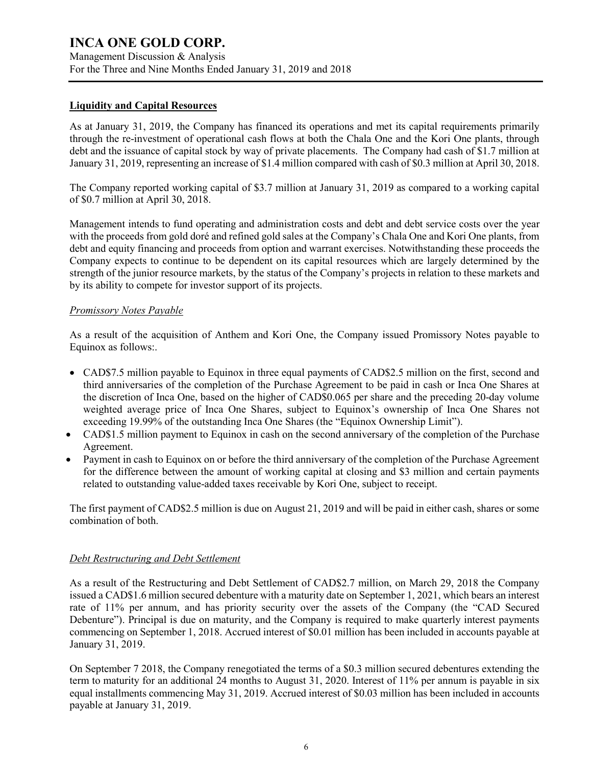## Liquidity and Capital Resources

As at January 31, 2019, the Company has financed its operations and met its capital requirements primarily through the re-investment of operational cash flows at both the Chala One and the Kori One plants, through debt and the issuance of capital stock by way of private placements. The Company had cash of $1.7 million at January 31, 2019, representing an increase of $1.4 million compared with cash of $0.3 million at April 30, 2018.

The Company reported working capital of $3.7 million at January 31, 2019 as compared to a working capital of $0.7 million at April 30, 2018.

Management intends to fund operating and administration costs and debt and debt service costs over the year with the proceeds from gold doré and refined gold sales at the Company's Chala One and Kori One plants, from debt and equity financing and proceeds from option and warrant exercises. Notwithstanding these proceeds the Company expects to continue to be dependent on its capital resources which are largely determined by the strength of the junior resource markets, by the status of the Company's projects in relation to these markets and by its ability to compete for investor support of its projects.

### *Promissory Notes Payable*

As a result of the acquisition of Anthem and Kori One, the Company issued Promissory Notes payable to Equinox as follows:.

- CAD$7.5 million payable to Equinox in three equal payments of CAD$2.5 million on the first, second and third anniversaries of the completion of the Purchase Agreement to be paid in cash or Inca One Shares at the discretion of Inca One, based on the higher of CAD$0.065 per share and the preceding 20-day volume weighted average price of Inca One Shares, subject to Equinox's ownership of Inca One Shares not exceeding 19.99% of the outstanding Inca One Shares (the "Equinox Ownership Limit").
- CAD$1.5 million payment to Equinox in cash on the second anniversary of the completion of the Purchase Agreement.
- Payment in cash to Equinox on or before the third anniversary of the completion of the Purchase Agreement for the difference between the amount of working capital at closing and $3 million and certain payments related to outstanding value-added taxes receivable by Kori One, subject to receipt.

The first payment of CAD$2.5 million is due on August 21, 2019 and will be paid in either cash, shares or some combination of both.

### *Debt Restructuring and Debt Settlement*

As a result of the Restructuring and Debt Settlement of CAD$2.7 million, on March 29, 2018 the Company issued a CAD$1.6 million secured debenture with a maturity date on September 1, 2021, which bears an interest rate of 11% per annum, and has priority security over the assets of the Company (the "CAD Secured Debenture"). Principal is due on maturity, and the Company is required to make quarterly interest payments commencing on September 1, 2018. Accrued interest of $0.01 million has been included in accounts payable at January 31, 2019.

On September 7 2018, the Company renegotiated the terms of a $0.3 million secured debentures extending the term to maturity for an additional 24 months to August 31, 2020. Interest of 11% per annum is payable in six equal installments commencing May 31, 2019. Accrued interest of $0.03 million has been included in accounts payable at January 31, 2019.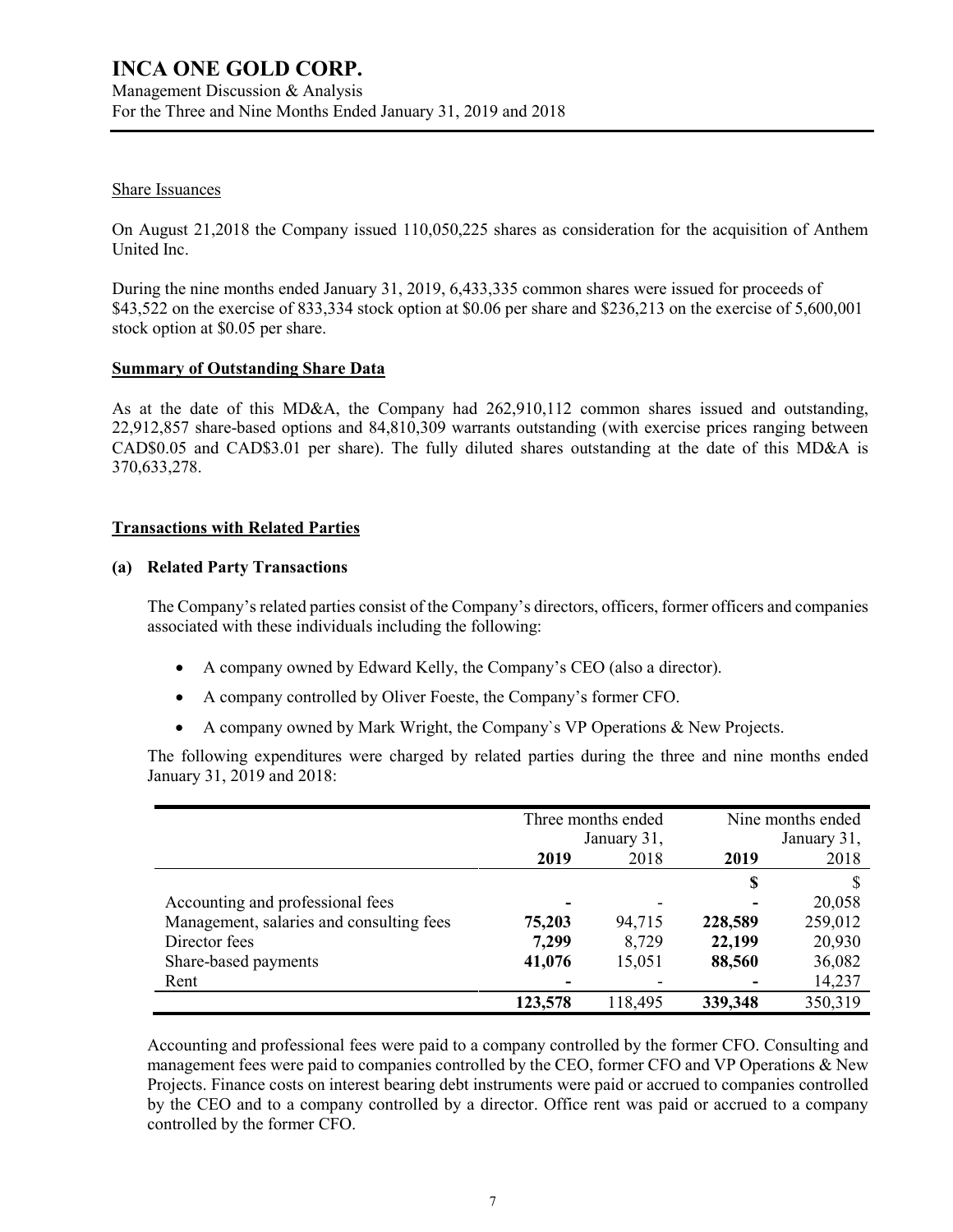### Share Issuances

On August 21,2018 the Company issued 110,050,225 shares as consideration for the acquisition of Anthem United Inc.

During the nine months ended January 31, 2019, 6,433,335 common shares were issued for proceeds of $43,522 on the exercise of 833,334 stock option at $0.06 per share and $236,213 on the exercise of 5,600,001 stock option at $0.05 per share.

## Summary of Outstanding Share Data

As at the date of this MD&A, the Company had 262,910,112 common shares issued and outstanding, 22,912,857 share-based options and 84,810,309 warrants outstanding (with exercise prices ranging between CAD$0.05 and CAD$3.01 per share). The fully diluted shares outstanding at the date of this MD&A is 370,633,278.

## Transactions with Related Parties

### (a) Related Party Transactions

The Company's related parties consist of the Company's directors, officers, former officers and companies associated with these individuals including the following:

- A company owned by Edward Kelly, the Company's CEO (also a director).
- A company controlled by Oliver Foeste, the Company's former CFO.
- A company owned by Mark Wright, the Company`s VP Operations & New Projects.

The following expenditures were charged by related parties during the three and nine months ended January 31, 2019 and 2018:

| | Three months ended January 31, | | Nine months ended January 31, | |
|---|---|---|---|---|
| | **2019** | 2018 | **2019** | 2018 |
| | | | **$** | $ |
| Accounting and professional fees | **-** | - | **-** | 20,058 |
| Management, salaries and consulting fees | **75,203** | 94,715 | **228,589** | 259,012 |
| Director fees | **7,299** | 8,729 | **22,199** | 20,930 |
| Share-based payments | **41,076** | 15,051 | **88,560** | 36,082 |
| Rent | **-** | - | **-** | 14,237 |
| | **123,578** | 118,495 | **339,348** | 350,319 |

Accounting and professional fees were paid to a company controlled by the former CFO. Consulting and management fees were paid to companies controlled by the CEO, former CFO and VP Operations & New Projects. Finance costs on interest bearing debt instruments were paid or accrued to companies controlled by the CEO and to a company controlled by a director. Office rent was paid or accrued to a company controlled by the former CFO.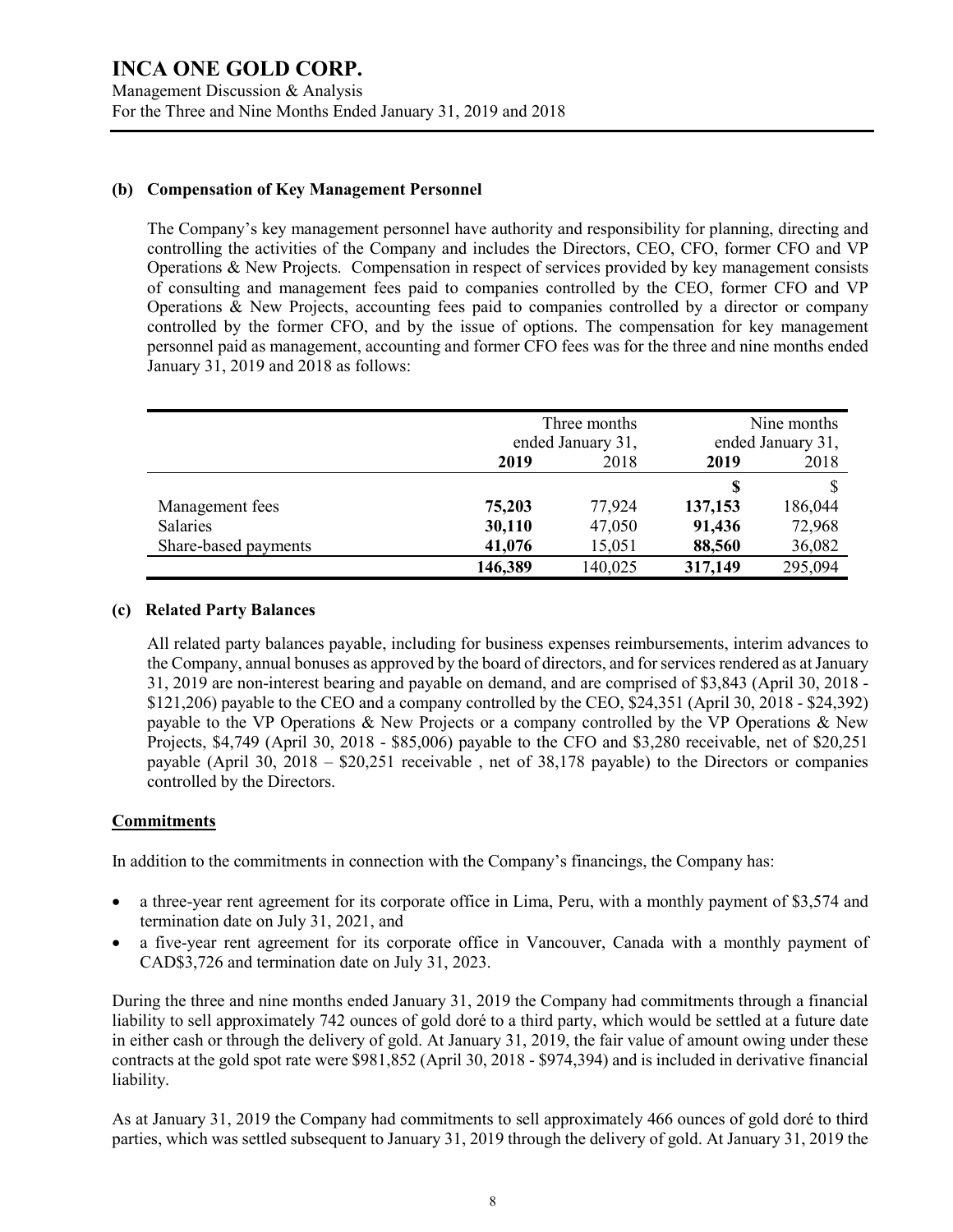### (b) Compensation of Key Management Personnel

The Company's key management personnel have authority and responsibility for planning, directing and controlling the activities of the Company and includes the Directors, CEO, CFO, former CFO and VP Operations & New Projects. Compensation in respect of services provided by key management consists of consulting and management fees paid to companies controlled by the CEO, former CFO and VP Operations & New Projects, accounting fees paid to companies controlled by a director or company controlled by the former CFO, and by the issue of options. The compensation for key management personnel paid as management, accounting and former CFO fees was for the three and nine months ended January 31, 2019 and 2018 as follows:

| | Three months ended January 31, | | Nine months ended January 31, | |
|---|---|---|---|---|
| | **2019** | 2018 | **2019** | 2018 |
| | | | **$** | $ |
| Management fees | **75,203** | 77,924 | **137,153** | 186,044 |
| Salaries | **30,110** | 47,050 | **91,436** | 72,968 |
| Share-based payments | **41,076** | 15,051 | **88,560** | 36,082 |
| | **146,389** | 140,025 | **317,149** | 295,094 |

### (c) Related Party Balances

All related party balances payable, including for business expenses reimbursements, interim advances to the Company, annual bonuses as approved by the board of directors, and for services rendered as at January 31, 2019 are non-interest bearing and payable on demand, and are comprised of $3,843 (April 30, 2018 - $121,206) payable to the CEO and a company controlled by the CEO, $24,351 (April 30, 2018 - $24,392) payable to the VP Operations & New Projects or a company controlled by the VP Operations & New Projects, $4,749 (April 30, 2018 - $85,006) payable to the CFO and $3,280 receivable, net of $20,251 payable (April 30, 2018 – $20,251 receivable , net of 38,178 payable) to the Directors or companies controlled by the Directors.

## Commitments

In addition to the commitments in connection with the Company's financings, the Company has:

- a three-year rent agreement for its corporate office in Lima, Peru, with a monthly payment of $3,574 and termination date on July 31, 2021, and
- a five-year rent agreement for its corporate office in Vancouver, Canada with a monthly payment of CAD$3,726 and termination date on July 31, 2023.

During the three and nine months ended January 31, 2019 the Company had commitments through a financial liability to sell approximately 742 ounces of gold doré to a third party, which would be settled at a future date in either cash or through the delivery of gold. At January 31, 2019, the fair value of amount owing under these contracts at the gold spot rate were $981,852 (April 30, 2018 - $974,394) and is included in derivative financial liability.

As at January 31, 2019 the Company had commitments to sell approximately 466 ounces of gold doré to third parties, which was settled subsequent to January 31, 2019 through the delivery of gold. At January 31, 2019 the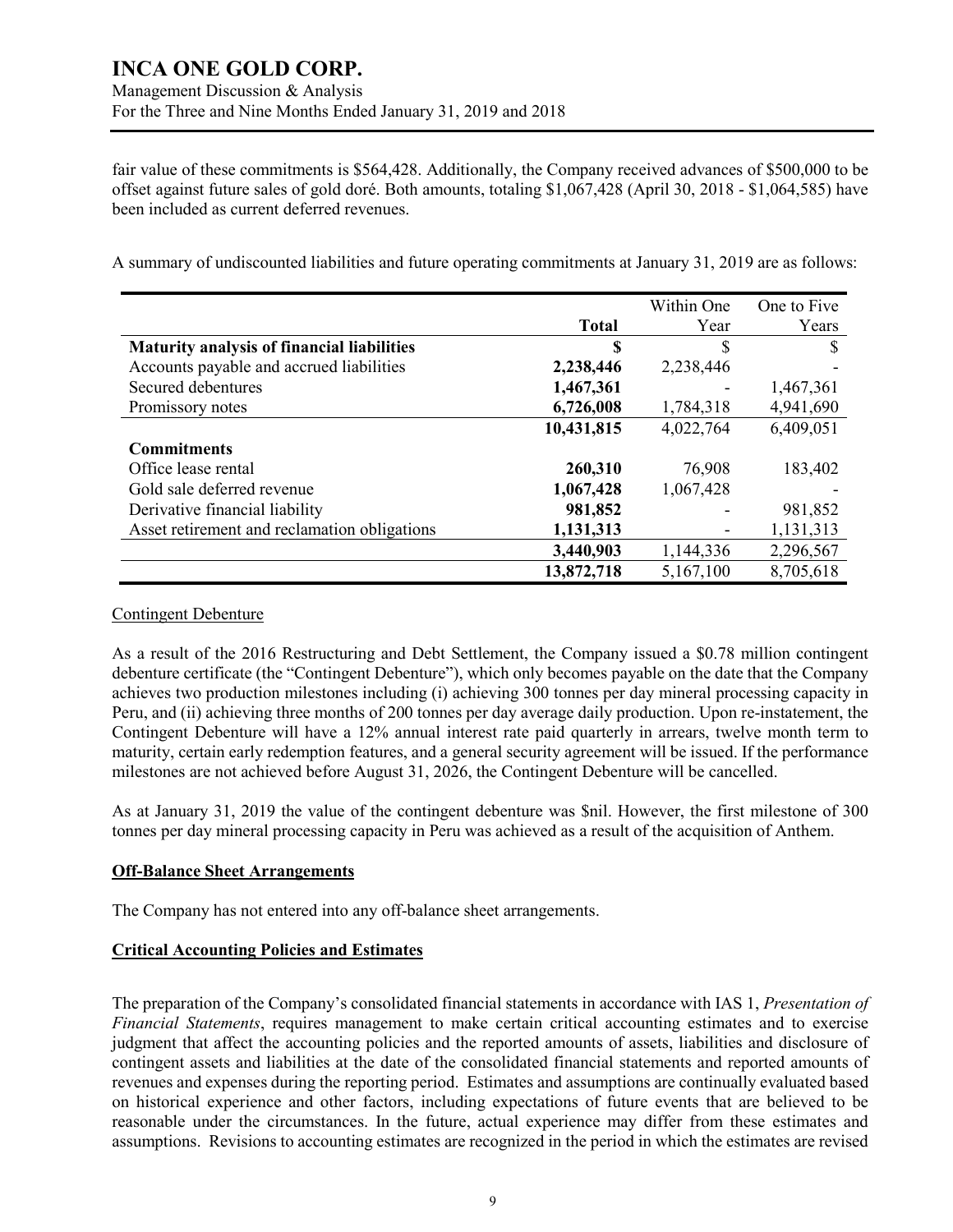fair value of these commitments is $564,428. Additionally, the Company received advances of $500,000 to be offset against future sales of gold doré. Both amounts, totaling $1,067,428 (April 30, 2018 - $1,064,585) have been included as current deferred revenues.

A summary of undiscounted liabilities and future operating commitments at January 31, 2019 are as follows:

| | Total | Within One Year | One to Five Years |
|---|---|---|---|
| **Maturity analysis of financial liabilities** | **$** | $ | $ |
| Accounts payable and accrued liabilities | **2,238,446** | 2,238,446 | - |
| Secured debentures | **1,467,361** | - | 1,467,361 |
| Promissory notes | **6,726,008** | 1,784,318 | 4,941,690 |
| | **10,431,815** | 4,022,764 | 6,409,051 |
| **Commitments** | | | |
| Office lease rental | **260,310** | 76,908 | 183,402 |
| Gold sale deferred revenue | **1,067,428** | 1,067,428 | - |
| Derivative financial liability | **981,852** | - | 981,852 |
| Asset retirement and reclamation obligations | **1,131,313** | - | 1,131,313 |
| | **3,440,903** | 1,144,336 | 2,296,567 |
| | **13,872,718** | 5,167,100 | 8,705,618 |

Contingent Debenture

As a result of the 2016 Restructuring and Debt Settlement, the Company issued a $0.78 million contingent debenture certificate (the "Contingent Debenture"), which only becomes payable on the date that the Company achieves two production milestones including (i) achieving 300 tonnes per day mineral processing capacity in Peru, and (ii) achieving three months of 200 tonnes per day average daily production. Upon re-instatement, the Contingent Debenture will have a 12% annual interest rate paid quarterly in arrears, twelve month term to maturity, certain early redemption features, and a general security agreement will be issued. If the performance milestones are not achieved before August 31, 2026, the Contingent Debenture will be cancelled.

As at January 31, 2019 the value of the contingent debenture was $nil. However, the first milestone of 300 tonnes per day mineral processing capacity in Peru was achieved as a result of the acquisition of Anthem.

## Off-Balance Sheet Arrangements

The Company has not entered into any off-balance sheet arrangements.

## Critical Accounting Policies and Estimates

The preparation of the Company's consolidated financial statements in accordance with IAS 1, *Presentation of Financial Statements*, requires management to make certain critical accounting estimates and to exercise judgment that affect the accounting policies and the reported amounts of assets, liabilities and disclosure of contingent assets and liabilities at the date of the consolidated financial statements and reported amounts of revenues and expenses during the reporting period. Estimates and assumptions are continually evaluated based on historical experience and other factors, including expectations of future events that are believed to be reasonable under the circumstances. In the future, actual experience may differ from these estimates and assumptions. Revisions to accounting estimates are recognized in the period in which the estimates are revised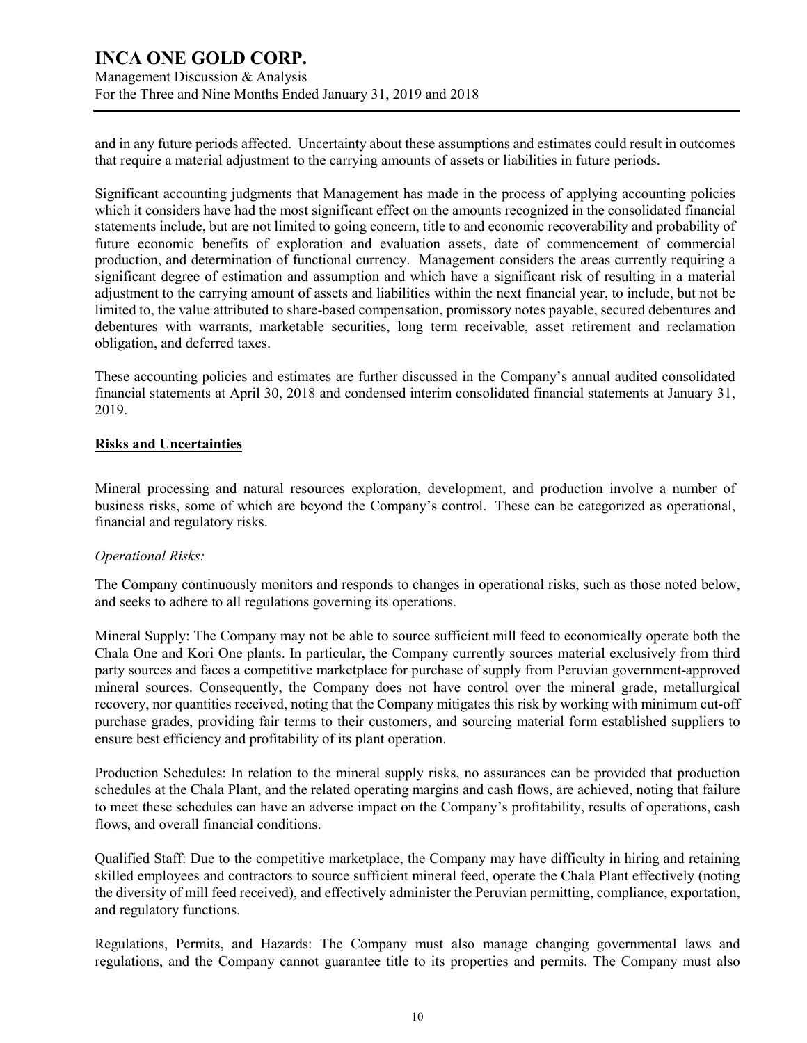and in any future periods affected. Uncertainty about these assumptions and estimates could result in outcomes that require a material adjustment to the carrying amounts of assets or liabilities in future periods.

Significant accounting judgments that Management has made in the process of applying accounting policies which it considers have had the most significant effect on the amounts recognized in the consolidated financial statements include, but are not limited to going concern, title to and economic recoverability and probability of future economic benefits of exploration and evaluation assets, date of commencement of commercial production, and determination of functional currency. Management considers the areas currently requiring a significant degree of estimation and assumption and which have a significant risk of resulting in a material adjustment to the carrying amount of assets and liabilities within the next financial year, to include, but not be limited to, the value attributed to share-based compensation, promissory notes payable, secured debentures and debentures with warrants, marketable securities, long term receivable, asset retirement and reclamation obligation, and deferred taxes.

These accounting policies and estimates are further discussed in the Company's annual audited consolidated financial statements at April 30, 2018 and condensed interim consolidated financial statements at January 31, 2019.

## Risks and Uncertainties

Mineral processing and natural resources exploration, development, and production involve a number of business risks, some of which are beyond the Company's control. These can be categorized as operational, financial and regulatory risks.

*Operational Risks:*

The Company continuously monitors and responds to changes in operational risks, such as those noted below, and seeks to adhere to all regulations governing its operations.

Mineral Supply: The Company may not be able to source sufficient mill feed to economically operate both the Chala One and Kori One plants. In particular, the Company currently sources material exclusively from third party sources and faces a competitive marketplace for purchase of supply from Peruvian government-approved mineral sources. Consequently, the Company does not have control over the mineral grade, metallurgical recovery, nor quantities received, noting that the Company mitigates this risk by working with minimum cut-off purchase grades, providing fair terms to their customers, and sourcing material form established suppliers to ensure best efficiency and profitability of its plant operation.

Production Schedules: In relation to the mineral supply risks, no assurances can be provided that production schedules at the Chala Plant, and the related operating margins and cash flows, are achieved, noting that failure to meet these schedules can have an adverse impact on the Company's profitability, results of operations, cash flows, and overall financial conditions.

Qualified Staff: Due to the competitive marketplace, the Company may have difficulty in hiring and retaining skilled employees and contractors to source sufficient mineral feed, operate the Chala Plant effectively (noting the diversity of mill feed received), and effectively administer the Peruvian permitting, compliance, exportation, and regulatory functions.

Regulations, Permits, and Hazards: The Company must also manage changing governmental laws and regulations, and the Company cannot guarantee title to its properties and permits. The Company must also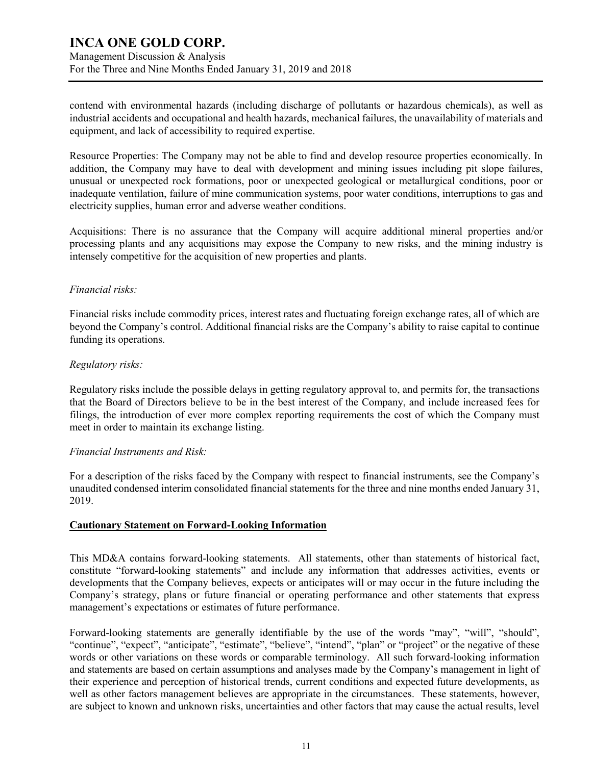contend with environmental hazards (including discharge of pollutants or hazardous chemicals), as well as industrial accidents and occupational and health hazards, mechanical failures, the unavailability of materials and equipment, and lack of accessibility to required expertise.

Resource Properties: The Company may not be able to find and develop resource properties economically. In addition, the Company may have to deal with development and mining issues including pit slope failures, unusual or unexpected rock formations, poor or unexpected geological or metallurgical conditions, poor or inadequate ventilation, failure of mine communication systems, poor water conditions, interruptions to gas and electricity supplies, human error and adverse weather conditions.

Acquisitions: There is no assurance that the Company will acquire additional mineral properties and/or processing plants and any acquisitions may expose the Company to new risks, and the mining industry is intensely competitive for the acquisition of new properties and plants.

*Financial risks:*

Financial risks include commodity prices, interest rates and fluctuating foreign exchange rates, all of which are beyond the Company's control. Additional financial risks are the Company's ability to raise capital to continue funding its operations.

*Regulatory risks:*

Regulatory risks include the possible delays in getting regulatory approval to, and permits for, the transactions that the Board of Directors believe to be in the best interest of the Company, and include increased fees for filings, the introduction of ever more complex reporting requirements the cost of which the Company must meet in order to maintain its exchange listing.

*Financial Instruments and Risk:*

For a description of the risks faced by the Company with respect to financial instruments, see the Company's unaudited condensed interim consolidated financial statements for the three and nine months ended January 31, 2019.

## Cautionary Statement on Forward-Looking Information

This MD&A contains forward-looking statements. All statements, other than statements of historical fact, constitute "forward-looking statements" and include any information that addresses activities, events or developments that the Company believes, expects or anticipates will or may occur in the future including the Company's strategy, plans or future financial or operating performance and other statements that express management's expectations or estimates of future performance.

Forward-looking statements are generally identifiable by the use of the words "may", "will", "should", "continue", "expect", "anticipate", "estimate", "believe", "intend", "plan" or "project" or the negative of these words or other variations on these words or comparable terminology. All such forward-looking information and statements are based on certain assumptions and analyses made by the Company's management in light of their experience and perception of historical trends, current conditions and expected future developments, as well as other factors management believes are appropriate in the circumstances. These statements, however, are subject to known and unknown risks, uncertainties and other factors that may cause the actual results, level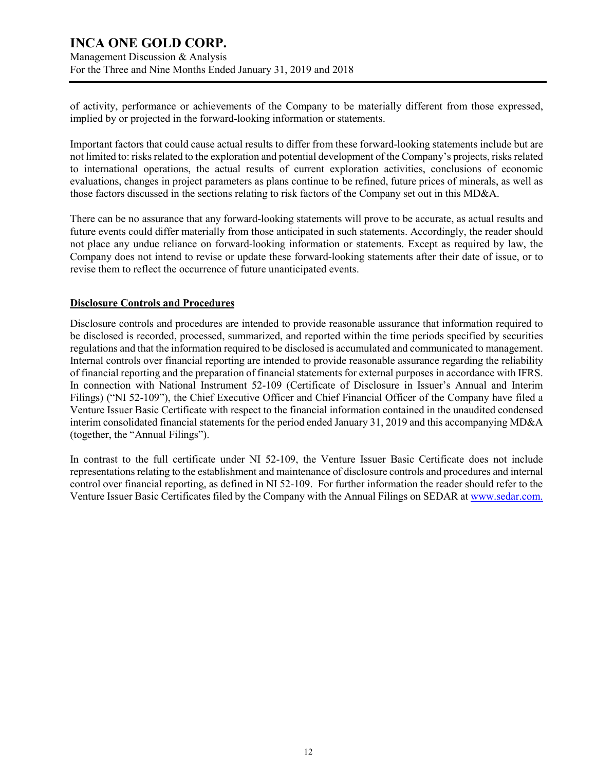of activity, performance or achievements of the Company to be materially different from those expressed, implied by or projected in the forward-looking information or statements.

Important factors that could cause actual results to differ from these forward-looking statements include but are not limited to: risks related to the exploration and potential development of the Company's projects, risks related to international operations, the actual results of current exploration activities, conclusions of economic evaluations, changes in project parameters as plans continue to be refined, future prices of minerals, as well as those factors discussed in the sections relating to risk factors of the Company set out in this MD&A.

There can be no assurance that any forward-looking statements will prove to be accurate, as actual results and future events could differ materially from those anticipated in such statements. Accordingly, the reader should not place any undue reliance on forward-looking information or statements. Except as required by law, the Company does not intend to revise or update these forward-looking statements after their date of issue, or to revise them to reflect the occurrence of future unanticipated events.

## Disclosure Controls and Procedures

Disclosure controls and procedures are intended to provide reasonable assurance that information required to be disclosed is recorded, processed, summarized, and reported within the time periods specified by securities regulations and that the information required to be disclosed is accumulated and communicated to management. Internal controls over financial reporting are intended to provide reasonable assurance regarding the reliability of financial reporting and the preparation of financial statements for external purposes in accordance with IFRS. In connection with National Instrument 52-109 (Certificate of Disclosure in Issuer's Annual and Interim Filings) ("NI 52-109"), the Chief Executive Officer and Chief Financial Officer of the Company have filed a Venture Issuer Basic Certificate with respect to the financial information contained in the unaudited condensed interim consolidated financial statements for the period ended January 31, 2019 and this accompanying MD&A (together, the "Annual Filings").

In contrast to the full certificate under NI 52-109, the Venture Issuer Basic Certificate does not include representations relating to the establishment and maintenance of disclosure controls and procedures and internal control over financial reporting, as defined in NI 52-109. For further information the reader should refer to the Venture Issuer Basic Certificates filed by the Company with the Annual Filings on SEDAR at www.sedar.com.